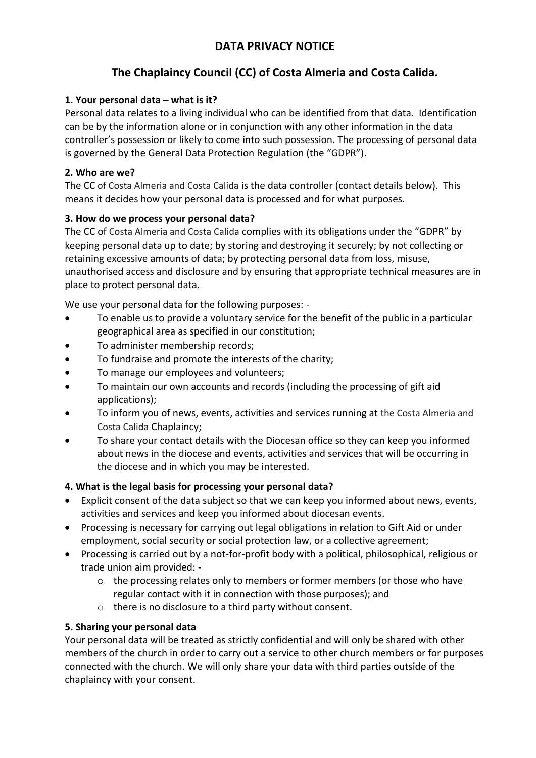# DATA PRIVACY NOTICE

## The Chaplaincy Council (CC) of Costa Almeria and Costa Calida.

### 1. Your personal data – what is it?

Personal data relates to a living individual who can be identified from that data. Identification can be by the information alone or in conjunction with any other information in the data controller's possession or likely to come into such possession. The processing of personal data is governed by the General Data Protection Regulation (the "GDPR").

### 2. Who are we?

The CC of Costa Almeria and Costa Calida is the data controller (contact details below). This means it decides how your personal data is processed and for what purposes.

### 3. How do we process your personal data?

The CC of Costa Almeria and Costa Calida complies with its obligations under the "GDPR" by keeping personal data up to date; by storing and destroying it securely; by not collecting or retaining excessive amounts of data; by protecting personal data from loss, misuse, unauthorised access and disclosure and by ensuring that appropriate technical measures are in place to protect personal data.

We use your personal data for the following purposes: -

- To enable us to provide a voluntary service for the benefit of the public in a particular geographical area as specified in our constitution;
- To administer membership records;
- To fundraise and promote the interests of the charity;
- To manage our employees and volunteers;
- To maintain our own accounts and records (including the processing of gift aid applications);
- To inform you of news, events, activities and services running at the Costa Almeria and Costa Calida Chaplaincy;
- To share your contact details with the Diocesan office so they can keep you informed about news in the diocese and events, activities and services that will be occurring in the diocese and in which you may be interested.

### 4. What is the legal basis for processing your personal data?

- Explicit consent of the data subject so that we can keep you informed about news, events, activities and services and keep you informed about diocesan events.
- Processing is necessary for carrying out legal obligations in relation to Gift Aid or under employment, social security or social protection law, or a collective agreement;
- Processing is carried out by a not-for-profit body with a political, philosophical, religious or trade union aim provided: -
  - the processing relates only to members or former members (or those who have regular contact with it in connection with those purposes); and
  - there is no disclosure to a third party without consent.

### 5. Sharing your personal data

Your personal data will be treated as strictly confidential and will only be shared with other members of the church in order to carry out a service to other church members or for purposes connected with the church. We will only share your data with third parties outside of the chaplaincy with your consent.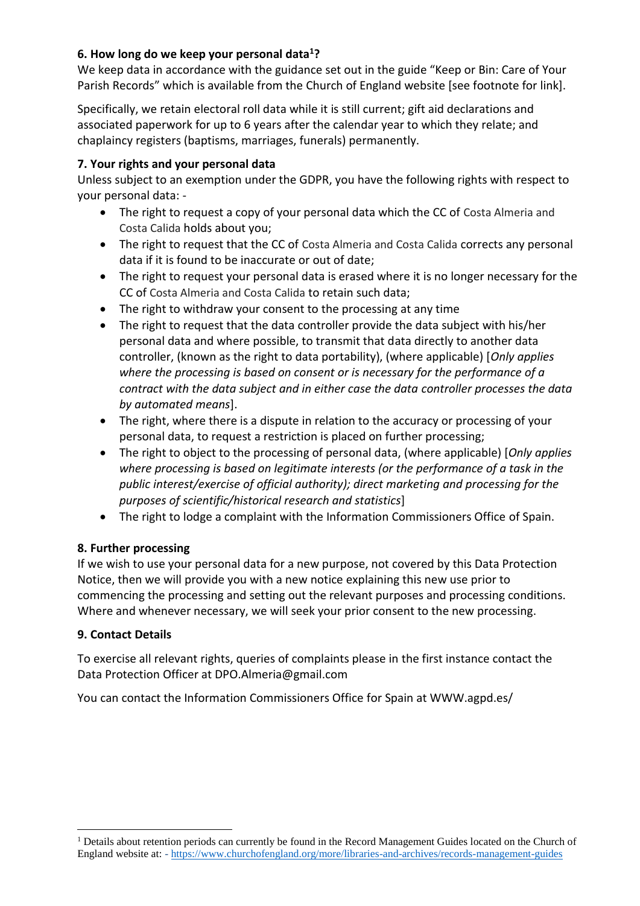### 6. How long do we keep your personal data[1]?

We keep data in accordance with the guidance set out in the guide "Keep or Bin: Care of Your Parish Records" which is available from the Church of England website [see footnote for link].

Specifically, we retain electoral roll data while it is still current; gift aid declarations and associated paperwork for up to 6 years after the calendar year to which they relate; and chaplaincy registers (baptisms, marriages, funerals) permanently.

### 7. Your rights and your personal data

Unless subject to an exemption under the GDPR, you have the following rights with respect to your personal data: -

- The right to request a copy of your personal data which the CC of Costa Almeria and Costa Calida holds about you;
- The right to request that the CC of Costa Almeria and Costa Calida corrects any personal data if it is found to be inaccurate or out of date;
- The right to request your personal data is erased where it is no longer necessary for the CC of Costa Almeria and Costa Calida to retain such data;
- The right to withdraw your consent to the processing at any time
- The right to request that the data controller provide the data subject with his/her personal data and where possible, to transmit that data directly to another data controller, (known as the right to data portability), (where applicable) [*Only applies where the processing is based on consent or is necessary for the performance of a contract with the data subject and in either case the data controller processes the data by automated means*].
- The right, where there is a dispute in relation to the accuracy or processing of your personal data, to request a restriction is placed on further processing;
- The right to object to the processing of personal data, (where applicable) [*Only applies where processing is based on legitimate interests (or the performance of a task in the public interest/exercise of official authority); direct marketing and processing for the purposes of scientific/historical research and statistics*]
- The right to lodge a complaint with the Information Commissioners Office of Spain.

### 8. Further processing

If we wish to use your personal data for a new purpose, not covered by this Data Protection Notice, then we will provide you with a new notice explaining this new use prior to commencing the processing and setting out the relevant purposes and processing conditions. Where and whenever necessary, we will seek your prior consent to the new processing.

### 9. Contact Details

To exercise all relevant rights, queries of complaints please in the first instance contact the Data Protection Officer at DPO.Almeria@gmail.com

You can contact the Information Commissioners Office for Spain at WWW.agpd.es/

---

[1] Details about retention periods can currently be found in the Record Management Guides located on the Church of England website at: - https://www.churchofengland.org/more/libraries-and-archives/records-management-guides